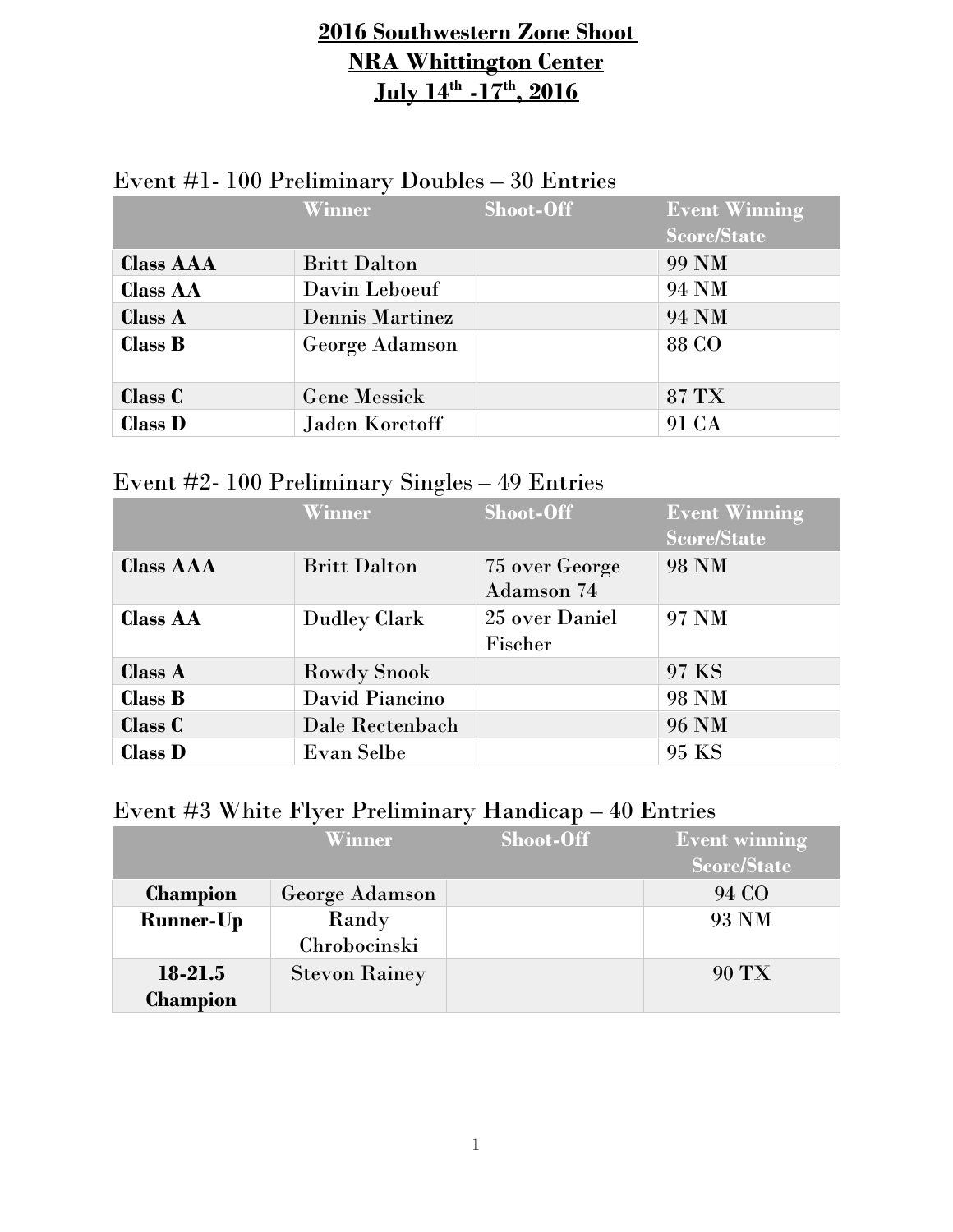# 2016 Southwestern Zone Shoot
# NRA Whittington Center
# July 14th -17th, 2016

## Event #1- 100 Preliminary Doubles – 30 Entries

| | Winner | Shoot-Off | Event Winning Score/State |
|---|---|---|---|
| **Class AAA** | Britt Dalton | | 99 NM |
| **Class AA** | Davin Leboeuf | | 94 NM |
| **Class A** | Dennis Martinez | | 94 NM |
| **Class B** | George Adamson | | 88 CO |
| **Class C** | Gene Messick | | 87 TX |
| **Class D** | Jaden Koretoff | | 91 CA |

## Event #2- 100 Preliminary Singles – 49 Entries

| | Winner | Shoot-Off | Event Winning Score/State |
|---|---|---|---|
| **Class AAA** | Britt Dalton | 75 over George Adamson 74 | 98 NM |
| **Class AA** | Dudley Clark | 25 over Daniel Fischer | 97 NM |
| **Class A** | Rowdy Snook | | 97 KS |
| **Class B** | David Piancino | | 98 NM |
| **Class C** | Dale Rectenbach | | 96 NM |
| **Class D** | Evan Selbe | | 95 KS |

## Event #3 White Flyer Preliminary Handicap – 40 Entries

| | Winner | Shoot-Off | Event winning Score/State |
|---|---|---|---|
| **Champion** | George Adamson | | 94 CO |
| **Runner-Up** | Randy Chrobocinski | | 93 NM |
| **18-21.5 Champion** | Stevon Rainey | | 90 TX |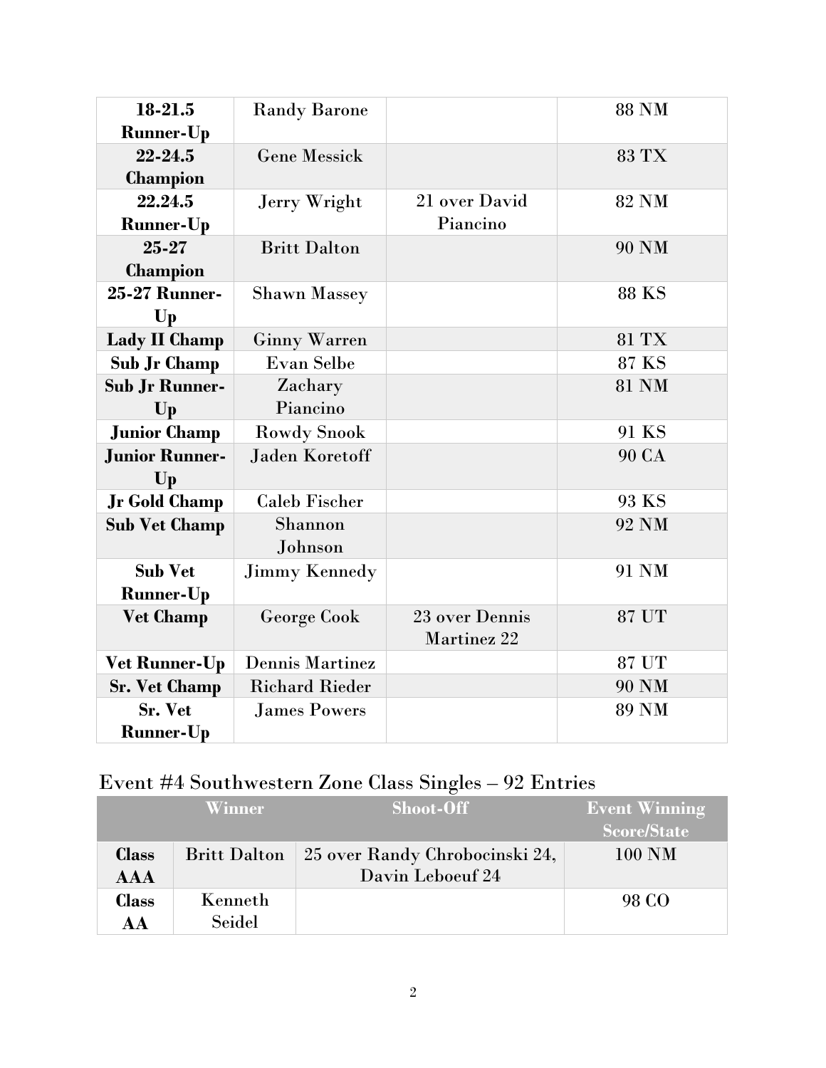| | | | |
|---|---|---|---|
| **18-21.5 Runner-Up** | Randy Barone | | 88 NM |
| **22-24.5 Champion** | Gene Messick | | 83 TX |
| **22.24.5 Runner-Up** | Jerry Wright | 21 over David Piancino | 82 NM |
| **25-27 Champion** | Britt Dalton | | 90 NM |
| **25-27 Runner-Up** | Shawn Massey | | 88 KS |
| **Lady II Champ** | Ginny Warren | | 81 TX |
| **Sub Jr Champ** | Evan Selbe | | 87 KS |
| **Sub Jr Runner-Up** | Zachary Piancino | | 81 NM |
| **Junior Champ** | Rowdy Snook | | 91 KS |
| **Junior Runner-Up** | Jaden Koretoff | | 90 CA |
| **Jr Gold Champ** | Caleb Fischer | | 93 KS |
| **Sub Vet Champ** | Shannon Johnson | | 92 NM |
| **Sub Vet Runner-Up** | Jimmy Kennedy | | 91 NM |
| **Vet Champ** | George Cook | 23 over Dennis Martinez 22 | 87 UT |
| **Vet Runner-Up** | Dennis Martinez | | 87 UT |
| **Sr. Vet Champ** | Richard Rieder | | 90 NM |
| **Sr. Vet Runner-Up** | James Powers | | 89 NM |

## Event #4 Southwestern Zone Class Singles – 92 Entries

| | Winner | Shoot-Off | Event Winning Score/State |
|---|---|---|---|
| **Class AAA** | Britt Dalton | 25 over Randy Chrobocinski 24, Davin Leboeuf 24 | 100 NM |
| **Class AA** | Kenneth Seidel | | 98 CO |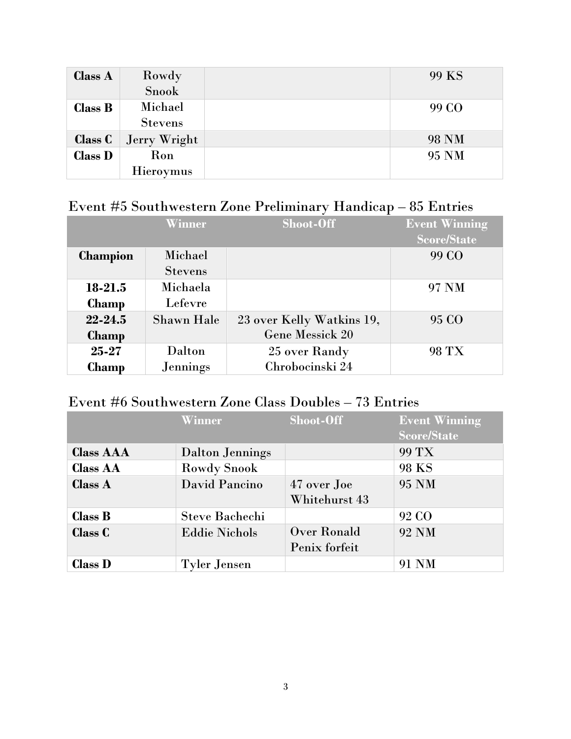| | | | |
|---|---|---|---|
| **Class A** | Rowdy Snook | | 99 KS |
| **Class B** | Michael Stevens | | 99 CO |
| **Class C** | Jerry Wright | | 98 NM |
| **Class D** | Ron Hieroymus | | 95 NM |

## Event #5 Southwestern Zone Preliminary Handicap – 85 Entries

| | Winner | Shoot-Off | Event Winning Score/State |
|---|---|---|---|
| **Champion** | Michael Stevens | | 99 CO |
| **18-21.5 Champ** | Michaela Lefevre | | 97 NM |
| **22-24.5 Champ** | Shawn Hale | 23 over Kelly Watkins 19, Gene Messick 20 | 95 CO |
| **25-27 Champ** | Dalton Jennings | 25 over Randy Chrobocinski 24 | 98 TX |

## Event #6 Southwestern Zone Class Doubles – 73 Entries

| | Winner | Shoot-Off | Event Winning Score/State |
|---|---|---|---|
| **Class AAA** | Dalton Jennings | | 99 TX |
| **Class AA** | Rowdy Snook | | 98 KS |
| **Class A** | David Pancino | 47 over Joe Whitehurst 43 | 95 NM |
| **Class B** | Steve Bachechi | | 92 CO |
| **Class C** | Eddie Nichols | Over Ronald Penix forfeit | 92 NM |
| **Class D** | Tyler Jensen | | 91 NM |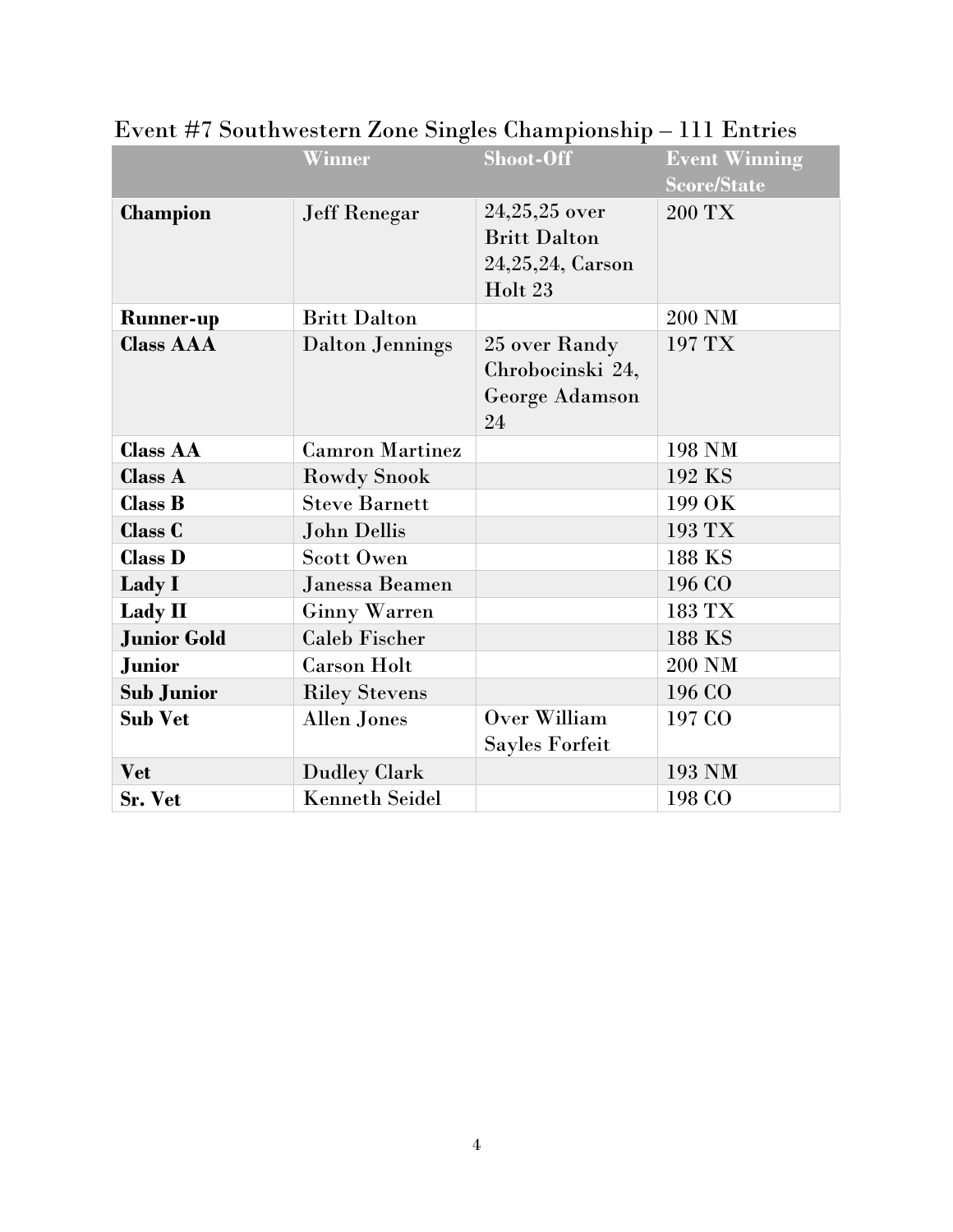## Event #7 Southwestern Zone Singles Championship – 111 Entries

| | Winner | Shoot-Off | Event Winning Score/State |
|---|---|---|---|
| **Champion** | Jeff Renegar | 24,25,25 over Britt Dalton 24,25,24, Carson Holt 23 | 200 TX |
| **Runner-up** | Britt Dalton | | 200 NM |
| **Class AAA** | Dalton Jennings | 25 over Randy Chrobocinski 24, George Adamson 24 | 197 TX |
| **Class AA** | Camron Martinez | | 198 NM |
| **Class A** | Rowdy Snook | | 192 KS |
| **Class B** | Steve Barnett | | 199 OK |
| **Class C** | John Dellis | | 193 TX |
| **Class D** | Scott Owen | | 188 KS |
| **Lady I** | Janessa Beamen | | 196 CO |
| **Lady II** | Ginny Warren | | 183 TX |
| **Junior Gold** | Caleb Fischer | | 188 KS |
| **Junior** | Carson Holt | | 200 NM |
| **Sub Junior** | Riley Stevens | | 196 CO |
| **Sub Vet** | Allen Jones | Over William Sayles Forfeit | 197 CO |
| **Vet** | Dudley Clark | | 193 NM |
| **Sr. Vet** | Kenneth Seidel | | 198 CO |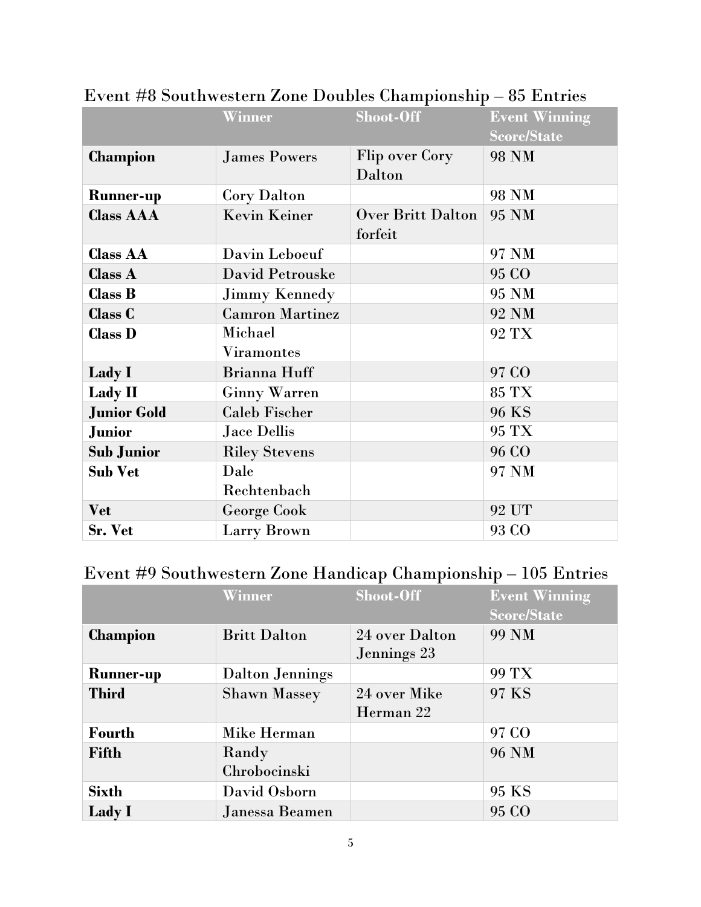## Event #8 Southwestern Zone Doubles Championship – 85 Entries

| | Winner | Shoot-Off | Event Winning Score/State |
|---|---|---|---|
| **Champion** | James Powers | Flip over Cory Dalton | 98 NM |
| **Runner-up** | Cory Dalton | | 98 NM |
| **Class AAA** | Kevin Keiner | Over Britt Dalton forfeit | 95 NM |
| **Class AA** | Davin Leboeuf | | 97 NM |
| **Class A** | David Petrouske | | 95 CO |
| **Class B** | Jimmy Kennedy | | 95 NM |
| **Class C** | Camron Martinez | | 92 NM |
| **Class D** | Michael Viramontes | | 92 TX |
| **Lady I** | Brianna Huff | | 97 CO |
| **Lady II** | Ginny Warren | | 85 TX |
| **Junior Gold** | Caleb Fischer | | 96 KS |
| **Junior** | Jace Dellis | | 95 TX |
| **Sub Junior** | Riley Stevens | | 96 CO |
| **Sub Vet** | Dale Rechtenbach | | 97 NM |
| **Vet** | George Cook | | 92 UT |
| **Sr. Vet** | Larry Brown | | 93 CO |

## Event #9 Southwestern Zone Handicap Championship – 105 Entries

| | Winner | Shoot-Off | Event Winning Score/State |
|---|---|---|---|
| **Champion** | Britt Dalton | 24 over Dalton Jennings 23 | 99 NM |
| **Runner-up** | Dalton Jennings | | 99 TX |
| **Third** | Shawn Massey | 24 over Mike Herman 22 | 97 KS |
| **Fourth** | Mike Herman | | 97 CO |
| **Fifth** | Randy Chrobocinski | | 96 NM |
| **Sixth** | David Osborn | | 95 KS |
| **Lady I** | Janessa Beamen | | 95 CO |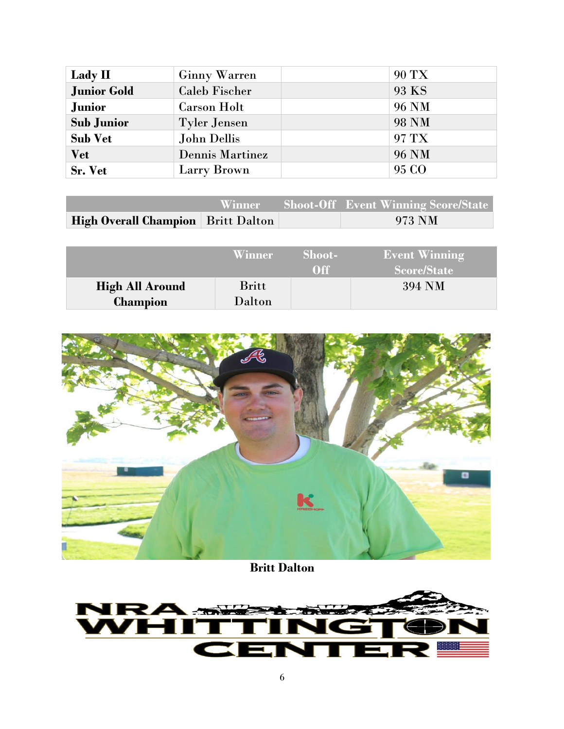| | | | |
|---|---|---|---|
| **Lady II** | Ginny Warren | | 90 TX |
| **Junior Gold** | Caleb Fischer | | 93 KS |
| **Junior** | Carson Holt | | 96 NM |
| **Sub Junior** | Tyler Jensen | | 98 NM |
| **Sub Vet** | John Dellis | | 97 TX |
| **Vet** | Dennis Martinez | | 96 NM |
| **Sr. Vet** | Larry Brown | | 95 CO |

| | Winner | Shoot-Off | Event Winning Score/State |
|---|---|---|---|
| **High Overall Champion** | Britt Dalton | | 973 NM |

| | Winner | Shoot-Off | Event Winning Score/State |
|---|---|---|---|
| **High All Around Champion** | Britt Dalton | | 394 NM |

**Britt Dalton**

NRA WHITTINGTON CENTER